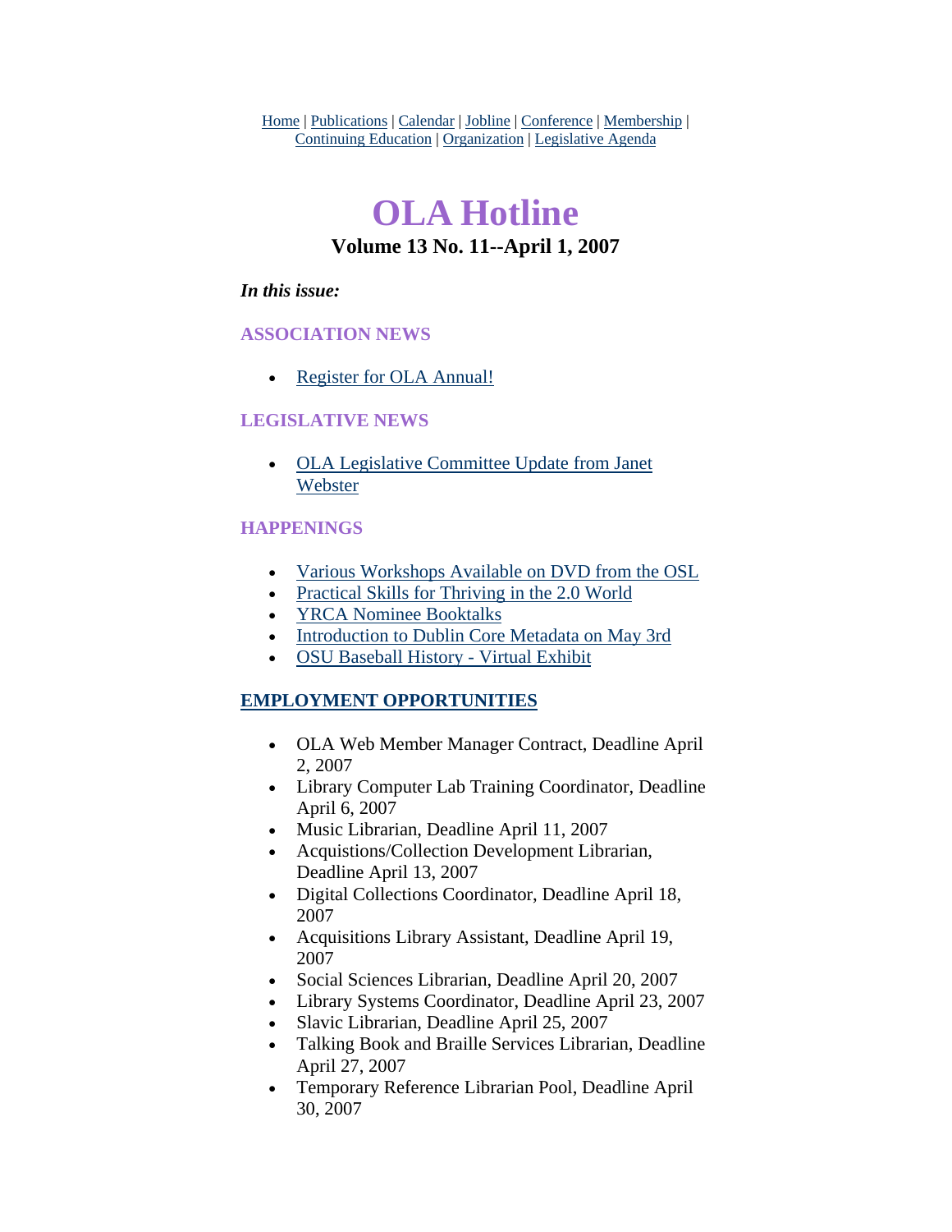Home | Publications | Calendar | Jobline | Conference | Membership | Continuing Education | Organization | Legislative Agenda

# OLA Hotline

## Volume 13 No. 11--April 1, 2007

***In this issue:***

### ASSOCIATION NEWS

- Register for OLA Annual!

### LEGISLATIVE NEWS

- OLA Legislative Committee Update from Janet Webster

### HAPPENINGS

- Various Workshops Available on DVD from the OSL
- Practical Skills for Thriving in the 2.0 World
- YRCA Nominee Booktalks
- Introduction to Dublin Core Metadata on May 3rd
- OSU Baseball History - Virtual Exhibit

### EMPLOYMENT OPPORTUNITIES

- OLA Web Member Manager Contract, Deadline April 2, 2007
- Library Computer Lab Training Coordinator, Deadline April 6, 2007
- Music Librarian, Deadline April 11, 2007
- Acquistions/Collection Development Librarian, Deadline April 13, 2007
- Digital Collections Coordinator, Deadline April 18, 2007
- Acquisitions Library Assistant, Deadline April 19, 2007
- Social Sciences Librarian, Deadline April 20, 2007
- Library Systems Coordinator, Deadline April 23, 2007
- Slavic Librarian, Deadline April 25, 2007
- Talking Book and Braille Services Librarian, Deadline April 27, 2007
- Temporary Reference Librarian Pool, Deadline April 30, 2007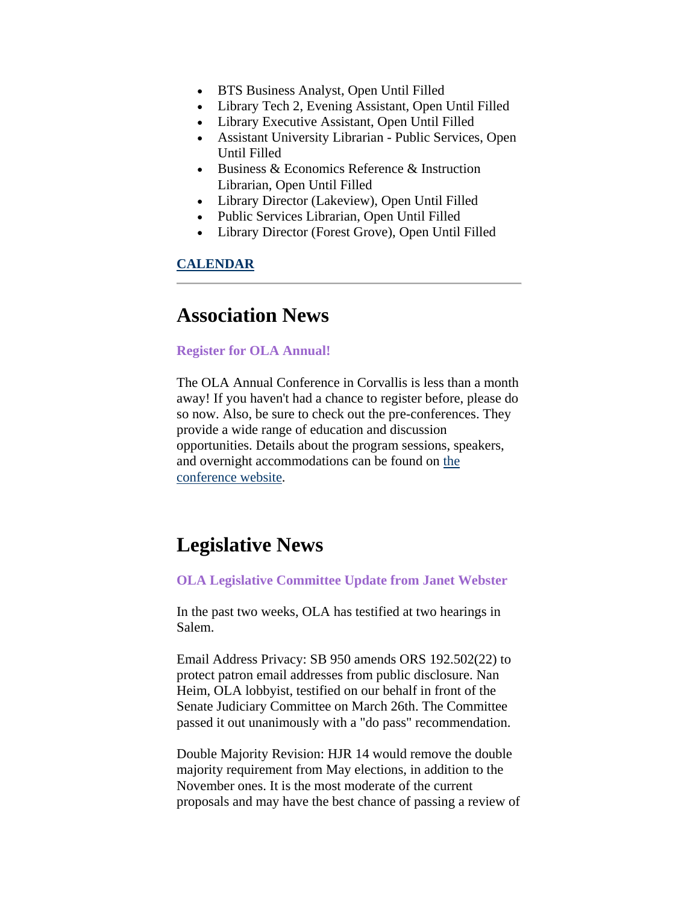- BTS Business Analyst, Open Until Filled
- Library Tech 2, Evening Assistant, Open Until Filled
- Library Executive Assistant, Open Until Filled
- Assistant University Librarian - Public Services, Open Until Filled
- Business & Economics Reference & Instruction Librarian, Open Until Filled
- Library Director (Lakeview), Open Until Filled
- Public Services Librarian, Open Until Filled
- Library Director (Forest Grove), Open Until Filled

**CALENDAR**

---

# Association News

### Register for OLA Annual!

The OLA Annual Conference in Corvallis is less than a month away! If you haven't had a chance to register before, please do so now. Also, be sure to check out the pre-conferences. They provide a wide range of education and discussion opportunities. Details about the program sessions, speakers, and overnight accommodations can be found on the conference website.

# Legislative News

### OLA Legislative Committee Update from Janet Webster

In the past two weeks, OLA has testified at two hearings in Salem.

Email Address Privacy: SB 950 amends ORS 192.502(22) to protect patron email addresses from public disclosure. Nan Heim, OLA lobbyist, testified on our behalf in front of the Senate Judiciary Committee on March 26th. The Committee passed it out unanimously with a "do pass" recommendation.

Double Majority Revision: HJR 14 would remove the double majority requirement from May elections, in addition to the November ones. It is the most moderate of the current proposals and may have the best chance of passing a review of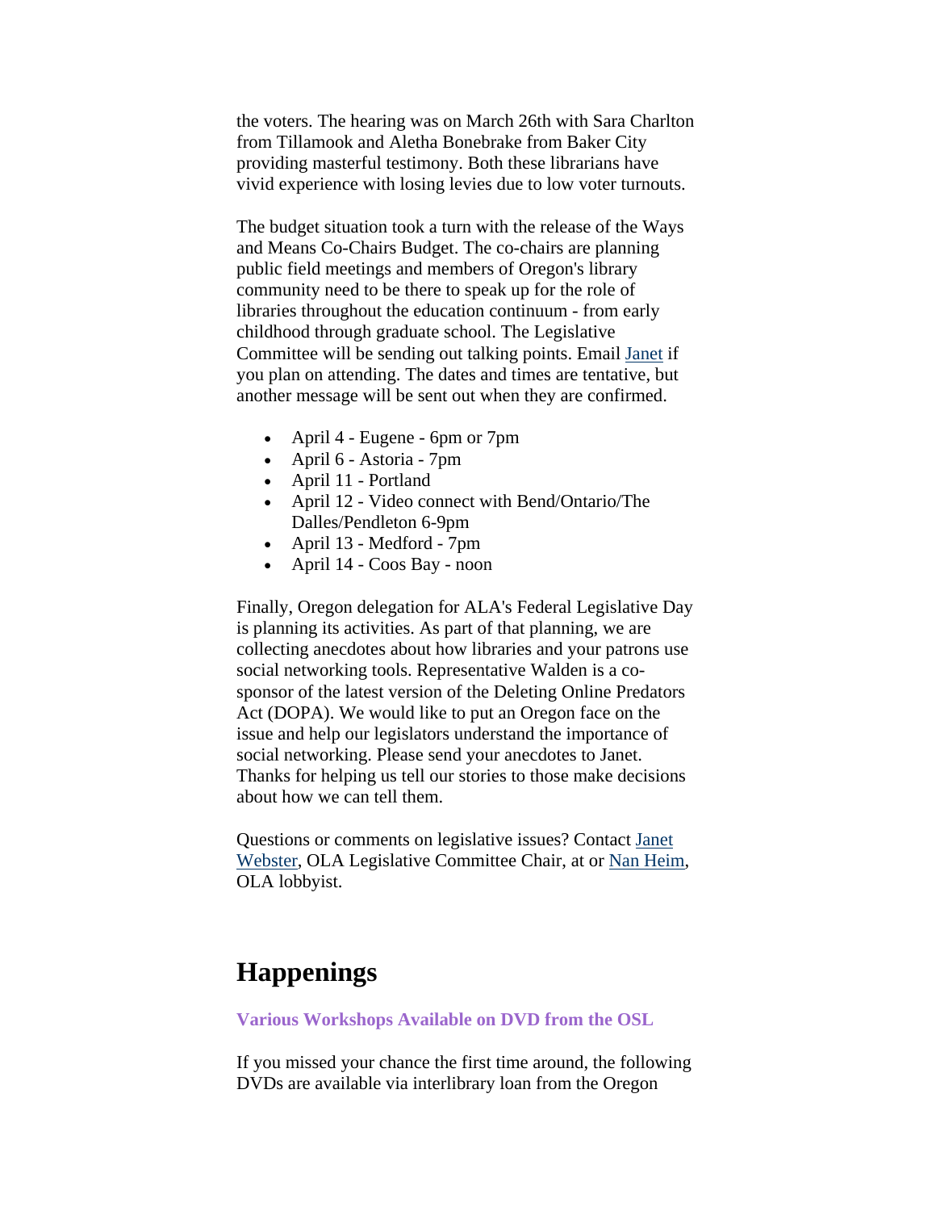the voters. The hearing was on March 26th with Sara Charlton from Tillamook and Aletha Bonebrake from Baker City providing masterful testimony. Both these librarians have vivid experience with losing levies due to low voter turnouts.

The budget situation took a turn with the release of the Ways and Means Co-Chairs Budget. The co-chairs are planning public field meetings and members of Oregon's library community need to be there to speak up for the role of libraries throughout the education continuum - from early childhood through graduate school. The Legislative Committee will be sending out talking points. Email Janet if you plan on attending. The dates and times are tentative, but another message will be sent out when they are confirmed.

- April 4 - Eugene - 6pm or 7pm
- April 6 - Astoria - 7pm
- April 11 - Portland
- April 12 - Video connect with Bend/Ontario/The Dalles/Pendleton 6-9pm
- April 13 - Medford - 7pm
- April 14 - Coos Bay - noon

Finally, Oregon delegation for ALA's Federal Legislative Day is planning its activities. As part of that planning, we are collecting anecdotes about how libraries and your patrons use social networking tools. Representative Walden is a co-sponsor of the latest version of the Deleting Online Predators Act (DOPA). We would like to put an Oregon face on the issue and help our legislators understand the importance of social networking. Please send your anecdotes to Janet. Thanks for helping us tell our stories to those make decisions about how we can tell them.

Questions or comments on legislative issues? Contact Janet Webster, OLA Legislative Committee Chair, at or Nan Heim, OLA lobbyist.

# Happenings

**Various Workshops Available on DVD from the OSL**

If you missed your chance the first time around, the following DVDs are available via interlibrary loan from the Oregon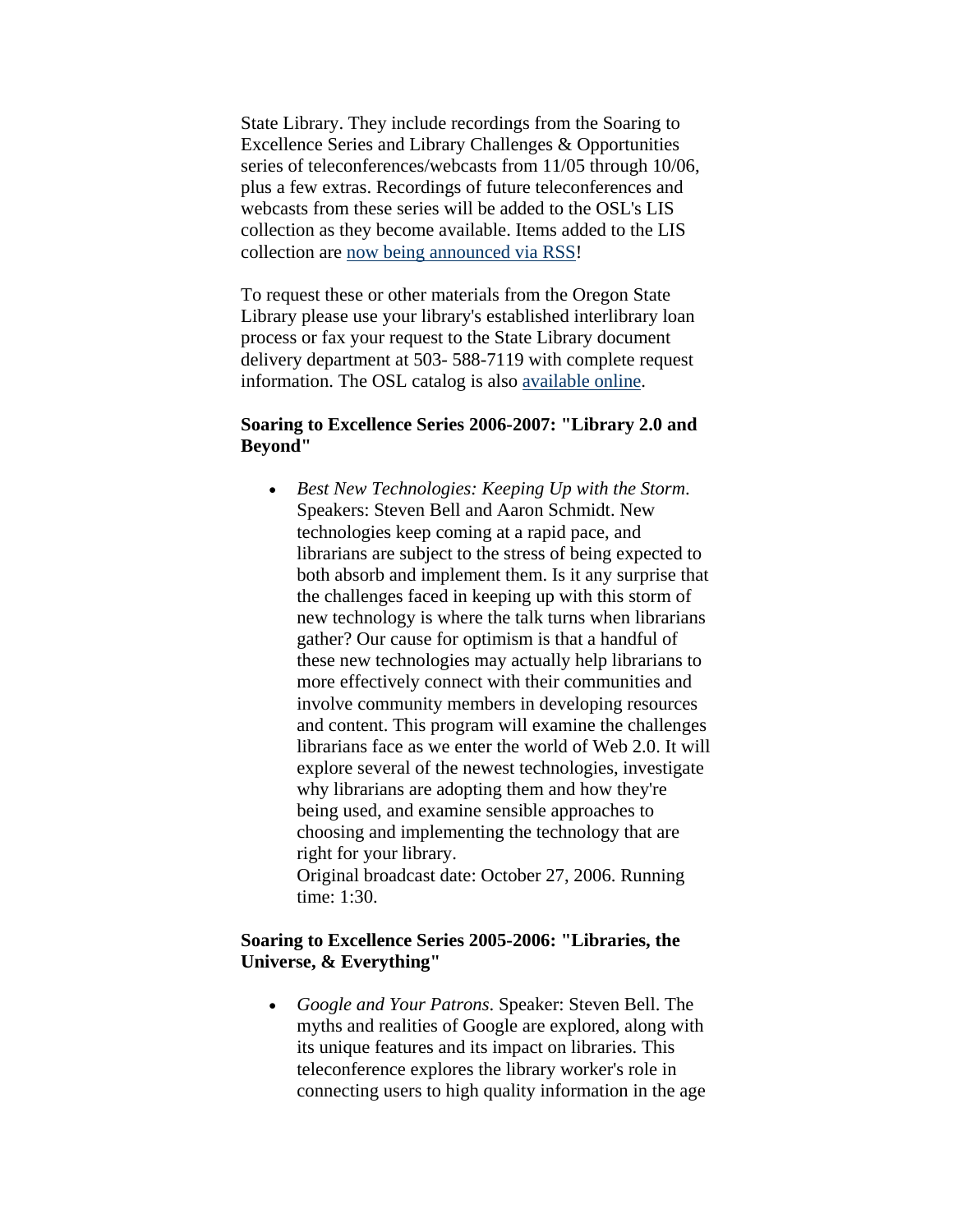State Library. They include recordings from the Soaring to Excellence Series and Library Challenges & Opportunities series of teleconferences/webcasts from 11/05 through 10/06, plus a few extras. Recordings of future teleconferences and webcasts from these series will be added to the OSL's LIS collection as they become available. Items added to the LIS collection are now being announced via RSS!

To request these or other materials from the Oregon State Library please use your library's established interlibrary loan process or fax your request to the State Library document delivery department at 503- 588-7119 with complete request information. The OSL catalog is also available online.

**Soaring to Excellence Series 2006-2007: "Library 2.0 and Beyond"**

- *Best New Technologies: Keeping Up with the Storm*. Speakers: Steven Bell and Aaron Schmidt. New technologies keep coming at a rapid pace, and librarians are subject to the stress of being expected to both absorb and implement them. Is it any surprise that the challenges faced in keeping up with this storm of new technology is where the talk turns when librarians gather? Our cause for optimism is that a handful of these new technologies may actually help librarians to more effectively connect with their communities and involve community members in developing resources and content. This program will examine the challenges librarians face as we enter the world of Web 2.0. It will explore several of the newest technologies, investigate why librarians are adopting them and how they're being used, and examine sensible approaches to choosing and implementing the technology that are right for your library.
  Original broadcast date: October 27, 2006. Running time: 1:30.

**Soaring to Excellence Series 2005-2006: "Libraries, the Universe, & Everything"**

- *Google and Your Patrons*. Speaker: Steven Bell. The myths and realities of Google are explored, along with its unique features and its impact on libraries. This teleconference explores the library worker's role in connecting users to high quality information in the age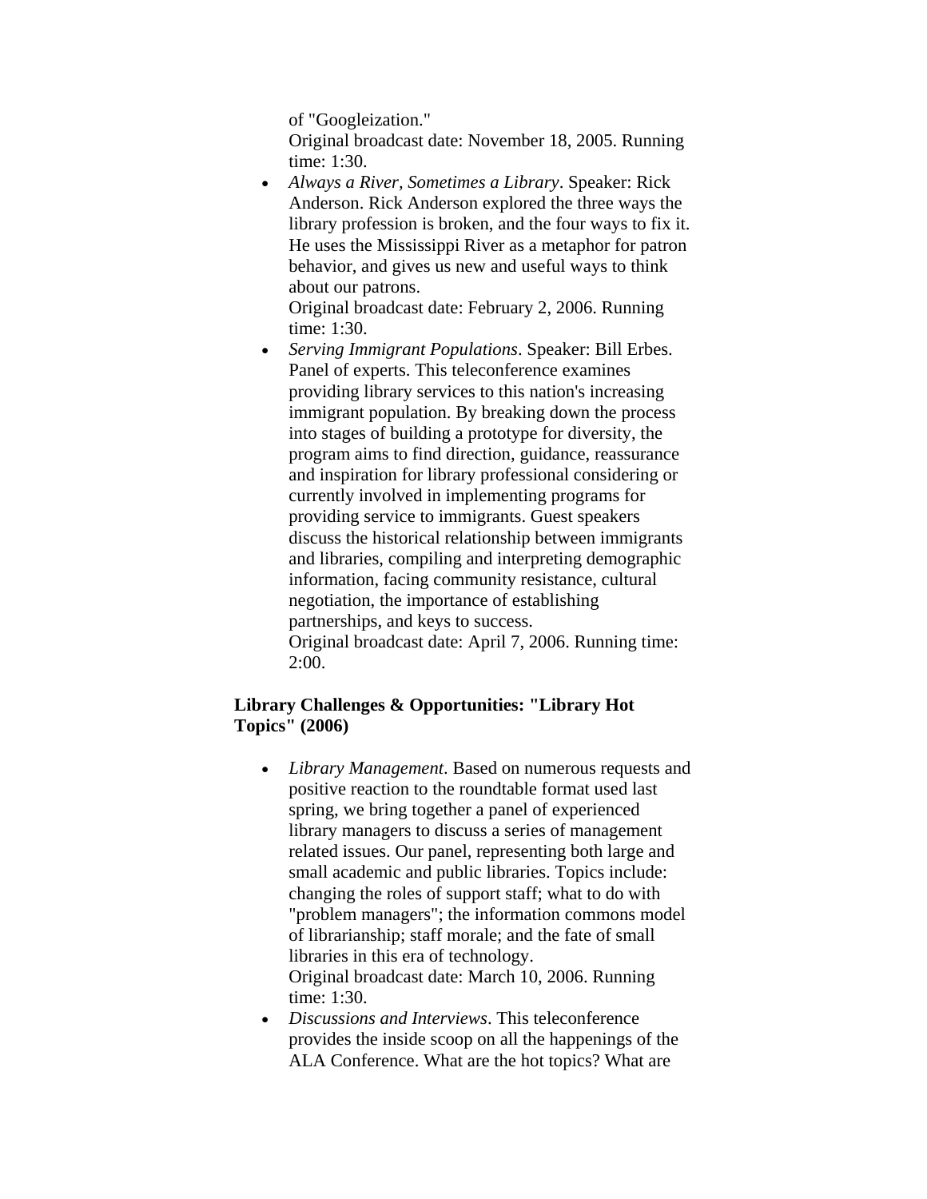of "Googleization."
Original broadcast date: November 18, 2005. Running time: 1:30.

- *Always a River, Sometimes a Library*. Speaker: Rick Anderson. Rick Anderson explored the three ways the library profession is broken, and the four ways to fix it. He uses the Mississippi River as a metaphor for patron behavior, and gives us new and useful ways to think about our patrons.
  Original broadcast date: February 2, 2006. Running time: 1:30.
- *Serving Immigrant Populations*. Speaker: Bill Erbes. Panel of experts. This teleconference examines providing library services to this nation's increasing immigrant population. By breaking down the process into stages of building a prototype for diversity, the program aims to find direction, guidance, reassurance and inspiration for library professional considering or currently involved in implementing programs for providing service to immigrants. Guest speakers discuss the historical relationship between immigrants and libraries, compiling and interpreting demographic information, facing community resistance, cultural negotiation, the importance of establishing partnerships, and keys to success.
  Original broadcast date: April 7, 2006. Running time: 2:00.

**Library Challenges & Opportunities: "Library Hot Topics" (2006)**

- *Library Management*. Based on numerous requests and positive reaction to the roundtable format used last spring, we bring together a panel of experienced library managers to discuss a series of management related issues. Our panel, representing both large and small academic and public libraries. Topics include: changing the roles of support staff; what to do with "problem managers"; the information commons model of librarianship; staff morale; and the fate of small libraries in this era of technology.
  Original broadcast date: March 10, 2006. Running time: 1:30.
- *Discussions and Interviews*. This teleconference provides the inside scoop on all the happenings of the ALA Conference. What are the hot topics? What are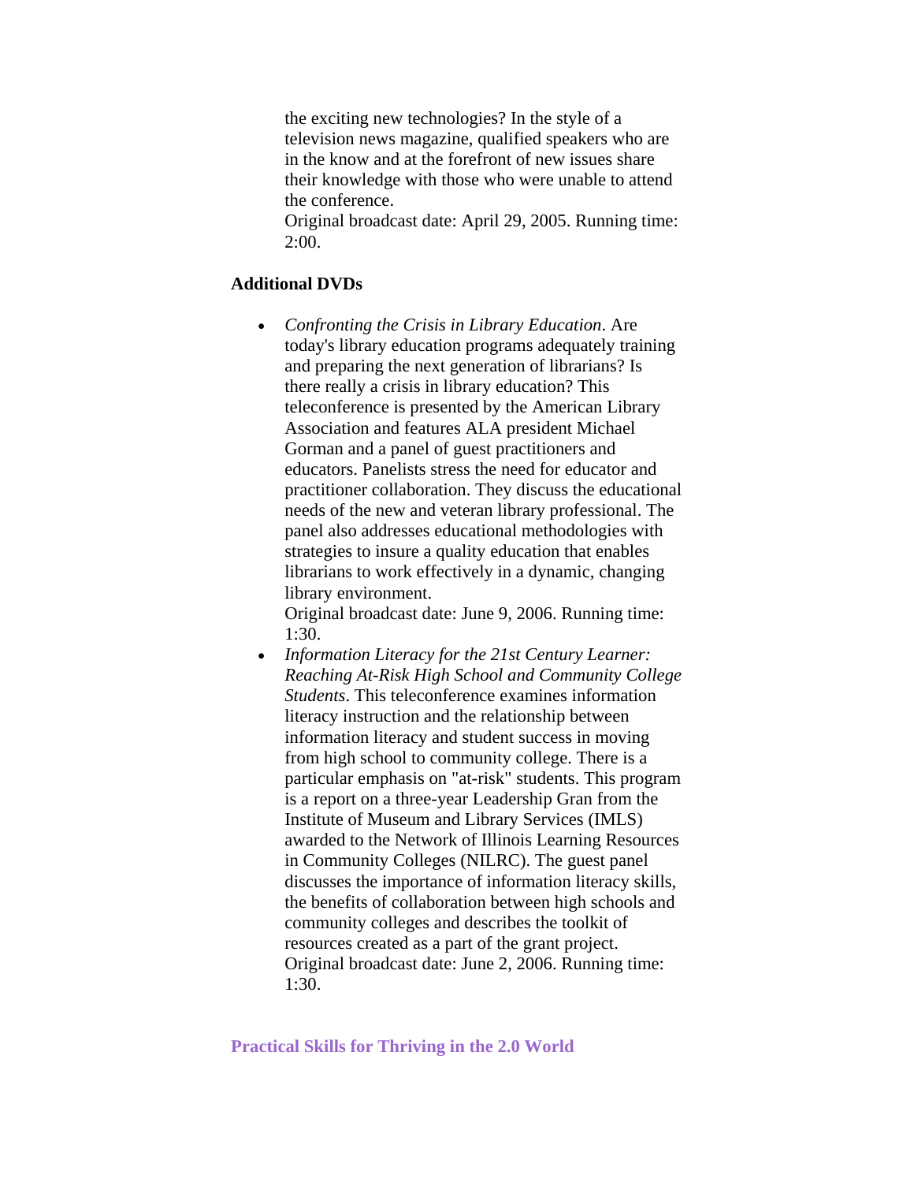the exciting new technologies? In the style of a television news magazine, qualified speakers who are in the know and at the forefront of new issues share their knowledge with those who were unable to attend the conference.
Original broadcast date: April 29, 2005. Running time: 2:00.

**Additional DVDs**

- *Confronting the Crisis in Library Education*. Are today's library education programs adequately training and preparing the next generation of librarians? Is there really a crisis in library education? This teleconference is presented by the American Library Association and features ALA president Michael Gorman and a panel of guest practitioners and educators. Panelists stress the need for educator and practitioner collaboration. They discuss the educational needs of the new and veteran library professional. The panel also addresses educational methodologies with strategies to insure a quality education that enables librarians to work effectively in a dynamic, changing library environment.
  Original broadcast date: June 9, 2006. Running time: 1:30.
- *Information Literacy for the 21st Century Learner: Reaching At-Risk High School and Community College Students*. This teleconference examines information literacy instruction and the relationship between information literacy and student success in moving from high school to community college. There is a particular emphasis on "at-risk" students. This program is a report on a three-year Leadership Gran from the Institute of Museum and Library Services (IMLS) awarded to the Network of Illinois Learning Resources in Community Colleges (NILRC). The guest panel discusses the importance of information literacy skills, the benefits of collaboration between high schools and community colleges and describes the toolkit of resources created as a part of the grant project.
  Original broadcast date: June 2, 2006. Running time: 1:30.

### Practical Skills for Thriving in the 2.0 World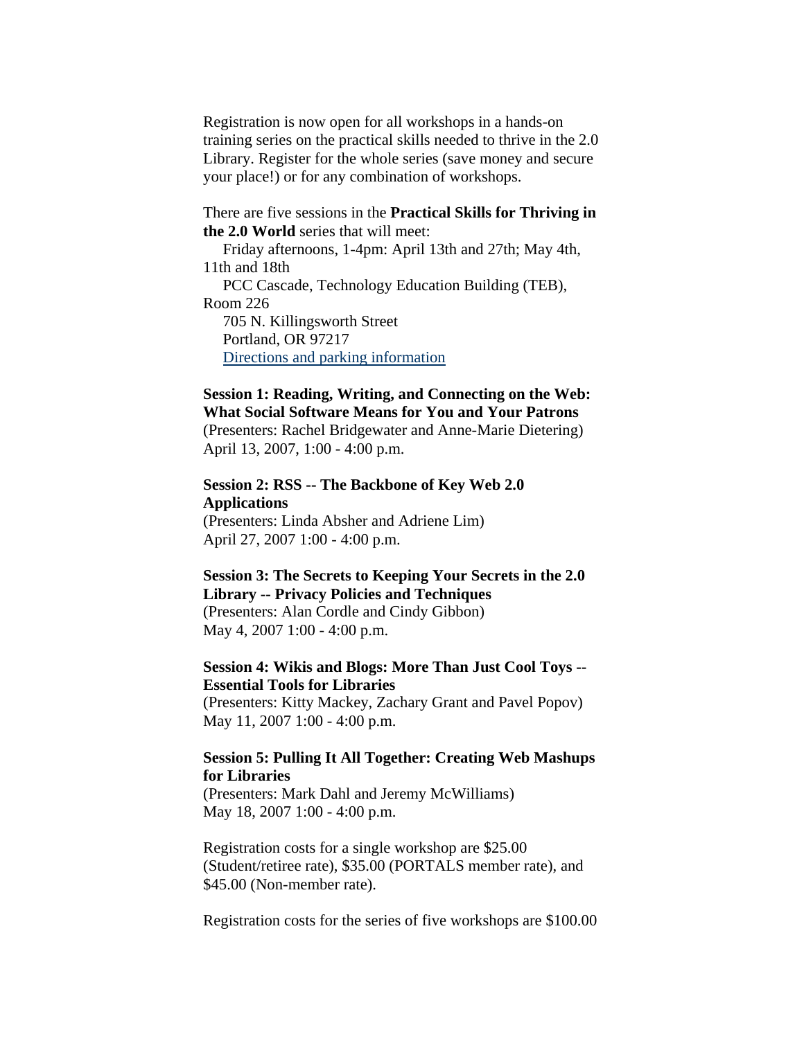Registration is now open for all workshops in a hands-on training series on the practical skills needed to thrive in the 2.0 Library. Register for the whole series (save money and secure your place!) or for any combination of workshops.

There are five sessions in the **Practical Skills for Thriving in the 2.0 World** series that will meet:

Friday afternoons, 1-4pm: April 13th and 27th; May 4th, 11th and 18th
PCC Cascade, Technology Education Building (TEB), Room 226
705 N. Killingsworth Street
Portland, OR 97217
[Directions and parking information]

**Session 1: Reading, Writing, and Connecting on the Web: What Social Software Means for You and Your Patrons**
(Presenters: Rachel Bridgewater and Anne-Marie Dietering)
April 13, 2007, 1:00 - 4:00 p.m.

**Session 2: RSS -- The Backbone of Key Web 2.0 Applications**
(Presenters: Linda Absher and Adriene Lim)
April 27, 2007 1:00 - 4:00 p.m.

**Session 3: The Secrets to Keeping Your Secrets in the 2.0 Library -- Privacy Policies and Techniques**
(Presenters: Alan Cordle and Cindy Gibbon)
May 4, 2007 1:00 - 4:00 p.m.

**Session 4: Wikis and Blogs: More Than Just Cool Toys -- Essential Tools for Libraries**
(Presenters: Kitty Mackey, Zachary Grant and Pavel Popov)
May 11, 2007 1:00 - 4:00 p.m.

**Session 5: Pulling It All Together: Creating Web Mashups for Libraries**
(Presenters: Mark Dahl and Jeremy McWilliams)
May 18, 2007 1:00 - 4:00 p.m.

Registration costs for a single workshop are $25.00 (Student/retiree rate), $35.00 (PORTALS member rate), and $45.00 (Non-member rate).

Registration costs for the series of five workshops are $100.00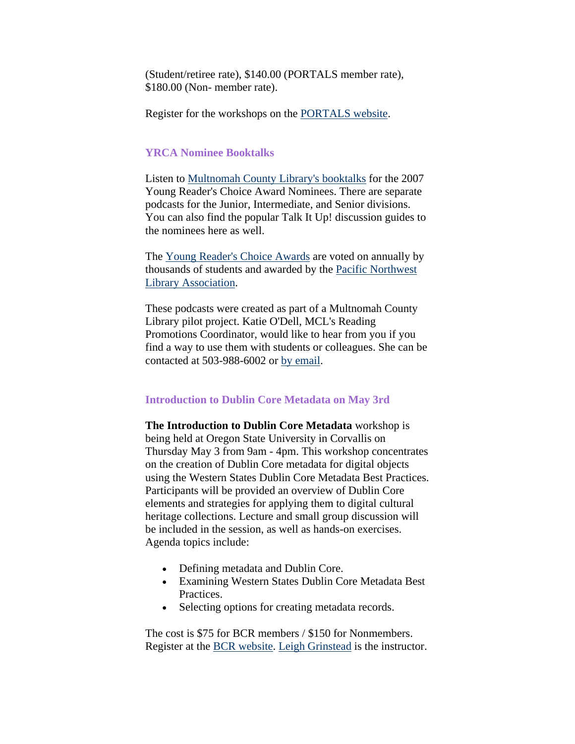(Student/retiree rate), $140.00 (PORTALS member rate), $180.00 (Non- member rate).

Register for the workshops on the PORTALS website.

### YRCA Nominee Booktalks

Listen to Multnomah County Library's booktalks for the 2007 Young Reader's Choice Award Nominees. There are separate podcasts for the Junior, Intermediate, and Senior divisions. You can also find the popular Talk It Up! discussion guides to the nominees here as well.

The Young Reader's Choice Awards are voted on annually by thousands of students and awarded by the Pacific Northwest Library Association.

These podcasts were created as part of a Multnomah County Library pilot project. Katie O'Dell, MCL's Reading Promotions Coordinator, would like to hear from you if you find a way to use them with students or colleagues. She can be contacted at 503-988-6002 or by email.

### Introduction to Dublin Core Metadata on May 3rd

**The Introduction to Dublin Core Metadata** workshop is being held at Oregon State University in Corvallis on Thursday May 3 from 9am - 4pm. This workshop concentrates on the creation of Dublin Core metadata for digital objects using the Western States Dublin Core Metadata Best Practices. Participants will be provided an overview of Dublin Core elements and strategies for applying them to digital cultural heritage collections. Lecture and small group discussion will be included in the session, as well as hands-on exercises. Agenda topics include:

- Defining metadata and Dublin Core.
- Examining Western States Dublin Core Metadata Best Practices.
- Selecting options for creating metadata records.

The cost is $75 for BCR members / $150 for Nonmembers. Register at the BCR website. Leigh Grinstead is the instructor.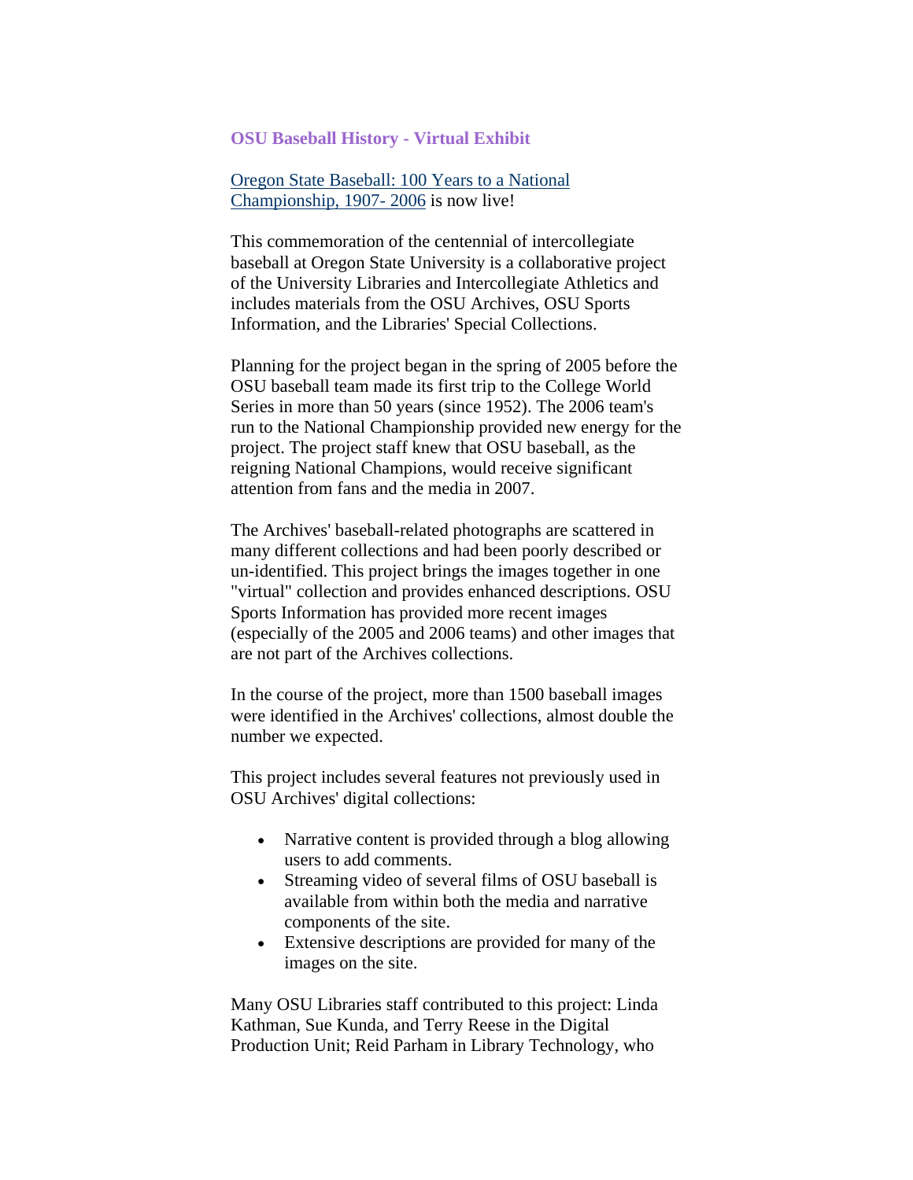### OSU Baseball History - Virtual Exhibit

Oregon State Baseball: 100 Years to a National Championship, 1907- 2006 is now live!

This commemoration of the centennial of intercollegiate baseball at Oregon State University is a collaborative project of the University Libraries and Intercollegiate Athletics and includes materials from the OSU Archives, OSU Sports Information, and the Libraries' Special Collections.

Planning for the project began in the spring of 2005 before the OSU baseball team made its first trip to the College World Series in more than 50 years (since 1952). The 2006 team's run to the National Championship provided new energy for the project. The project staff knew that OSU baseball, as the reigning National Champions, would receive significant attention from fans and the media in 2007.

The Archives' baseball-related photographs are scattered in many different collections and had been poorly described or un-identified. This project brings the images together in one "virtual" collection and provides enhanced descriptions. OSU Sports Information has provided more recent images (especially of the 2005 and 2006 teams) and other images that are not part of the Archives collections.

In the course of the project, more than 1500 baseball images were identified in the Archives' collections, almost double the number we expected.

This project includes several features not previously used in OSU Archives' digital collections:

- Narrative content is provided through a blog allowing users to add comments.
- Streaming video of several films of OSU baseball is available from within both the media and narrative components of the site.
- Extensive descriptions are provided for many of the images on the site.

Many OSU Libraries staff contributed to this project: Linda Kathman, Sue Kunda, and Terry Reese in the Digital Production Unit; Reid Parham in Library Technology, who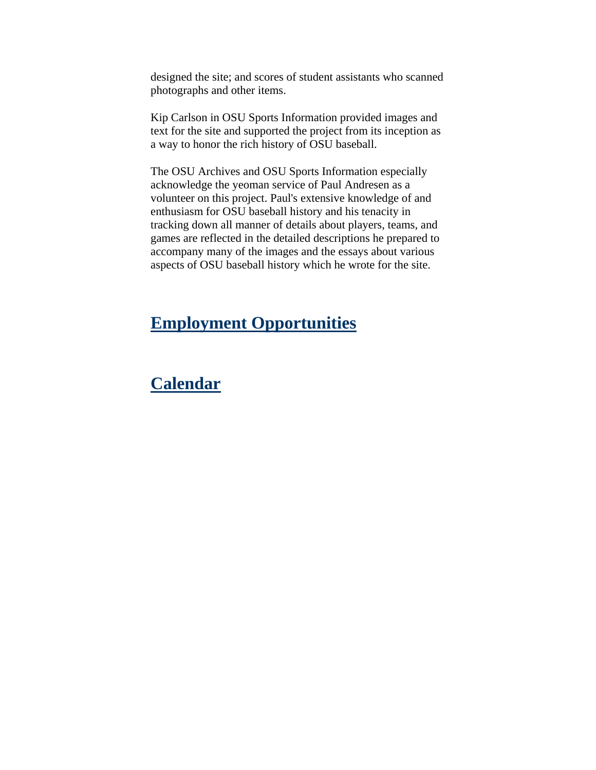designed the site; and scores of student assistants who scanned photographs and other items.

Kip Carlson in OSU Sports Information provided images and text for the site and supported the project from its inception as a way to honor the rich history of OSU baseball.

The OSU Archives and OSU Sports Information especially acknowledge the yeoman service of Paul Andresen as a volunteer on this project. Paul's extensive knowledge of and enthusiasm for OSU baseball history and his tenacity in tracking down all manner of details about players, teams, and games are reflected in the detailed descriptions he prepared to accompany many of the images and the essays about various aspects of OSU baseball history which he wrote for the site.

## Employment Opportunities

## Calendar